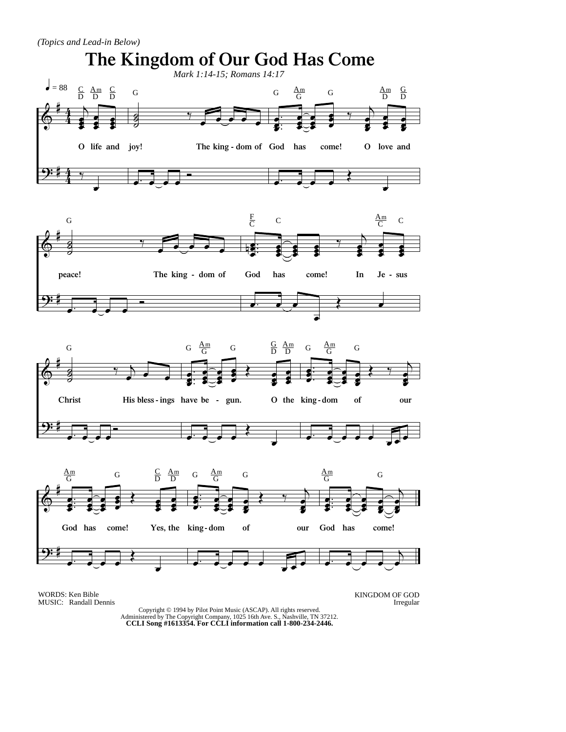*(Topics and Lead-in Below)*

# The Kingdom of Our God Has Come

*Mark 1:14-15; Romans 14:17*

♩ = 88

O life and joy! The king - dom of God has come! O love and peace! The king - dom of God has come! In Je - sus Christ His bless - ings have be - gun. O the king - dom of our God has come! Yes, the king - dom of our God has come!

WORDS: Ken Bible
MUSIC: Randall Dennis

KINGDOM OF GOD
Irregular

Copyright © 1994 by Pilot Point Music (ASCAP). All rights reserved.
Administered by The Copyright Company, 1025 16th Ave. S., Nashville, TN 37212.
**CCLI Song #1613354. For CCLI information call 1-800-234-2446.**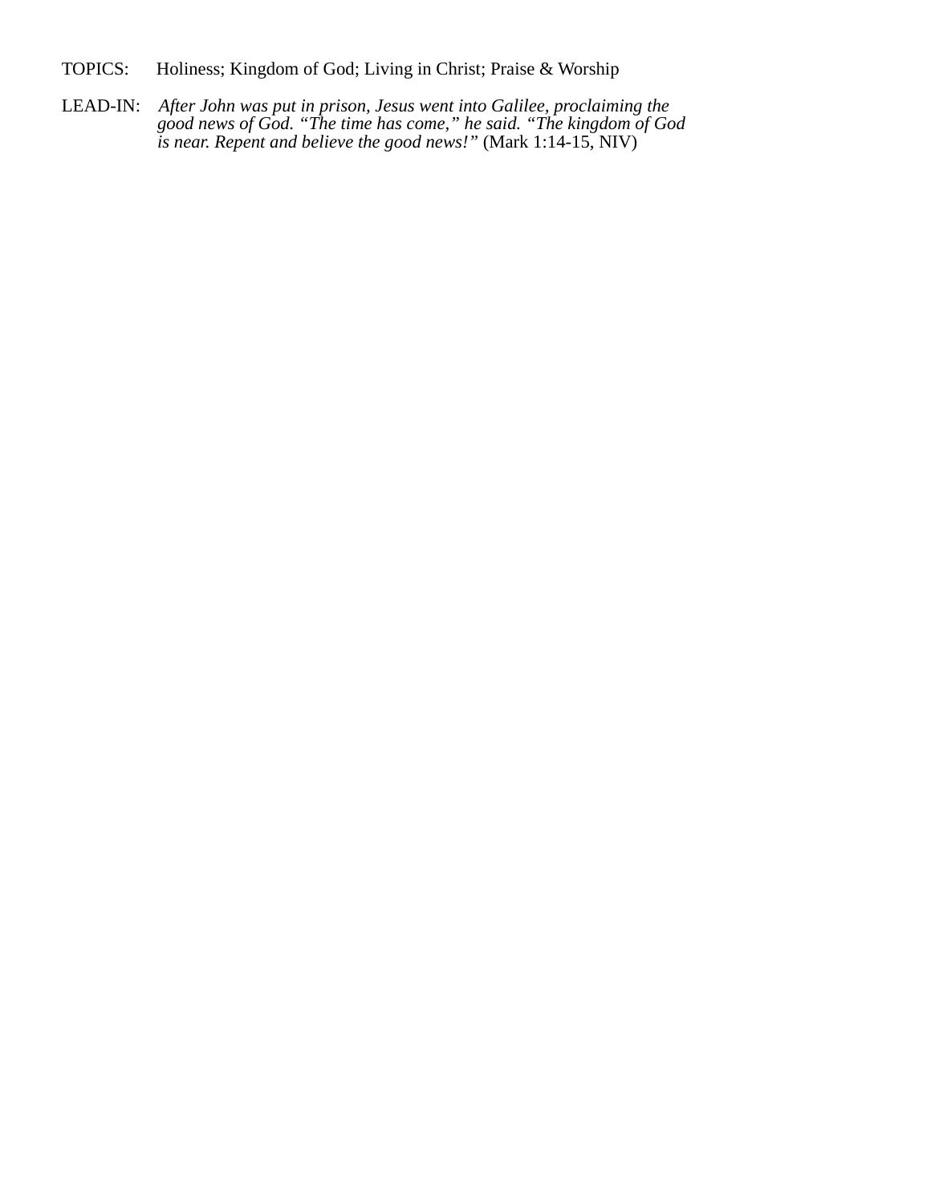TOPICS: Holiness; Kingdom of God; Living in Christ; Praise & Worship

LEAD-IN: *After John was put in prison, Jesus went into Galilee, proclaiming the good news of God. "The time has come," he said. "The kingdom of God is near. Repent and believe the good news!"* (Mark 1:14-15, NIV)